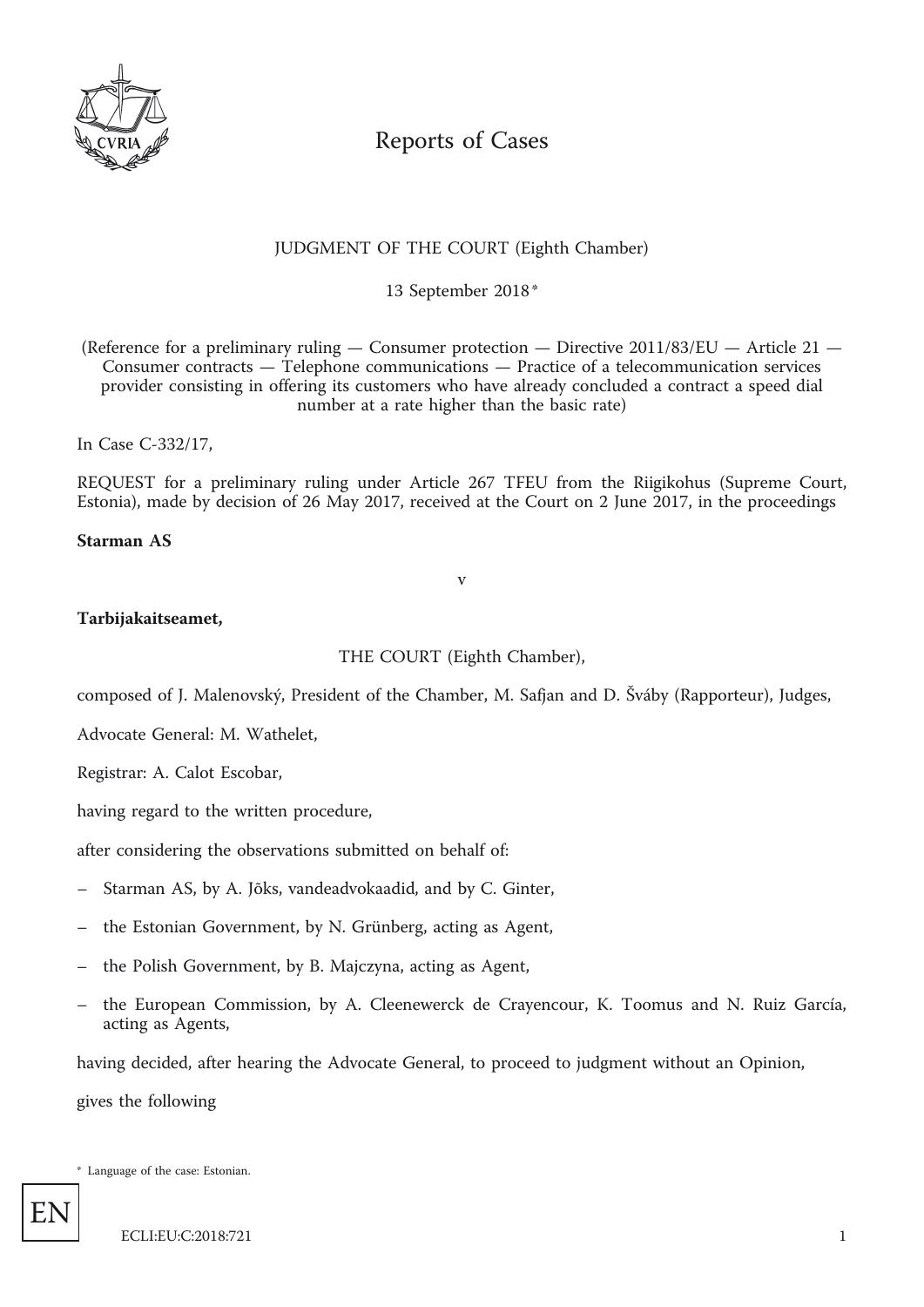# Reports of Cases

JUDGMENT OF THE COURT (Eighth Chamber)

13 September 2018 *

(Reference for a preliminary ruling — Consumer protection — Directive 2011/83/EU — Article 21 — Consumer contracts — Telephone communications — Practice of a telecommunication services provider consisting in offering its customers who have already concluded a contract a speed dial number at a rate higher than the basic rate)

In Case C-332/17,

REQUEST for a preliminary ruling under Article 267 TFEU from the Riigikohus (Supreme Court, Estonia), made by decision of 26 May 2017, received at the Court on 2 June 2017, in the proceedings

**Starman AS**

v

**Tarbijakaitseamet,**

THE COURT (Eighth Chamber),

composed of J. Malenovský, President of the Chamber, M. Safjan and D. Šváby (Rapporteur), Judges,

Advocate General: M. Wathelet,

Registrar: A. Calot Escobar,

having regard to the written procedure,

after considering the observations submitted on behalf of:

- Starman AS, by A. Jõks, vandeadvokaadid, and by C. Ginter,
- the Estonian Government, by N. Grünberg, acting as Agent,
- the Polish Government, by B. Majczyna, acting as Agent,
- the European Commission, by A. Cleenewerck de Crayencour, K. Toomus and N. Ruiz García, acting as Agents,

having decided, after hearing the Advocate General, to proceed to judgment without an Opinion,

gives the following

\* Language of the case: Estonian.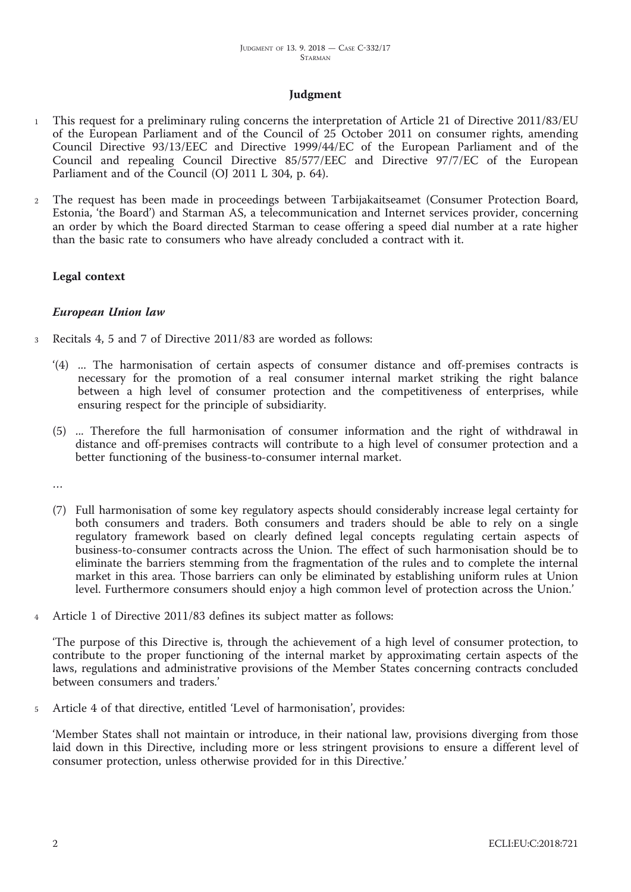# Judgment

1 This request for a preliminary ruling concerns the interpretation of Article 21 of Directive 2011/83/EU of the European Parliament and of the Council of 25 October 2011 on consumer rights, amending Council Directive 93/13/EEC and Directive 1999/44/EC of the European Parliament and of the Council and repealing Council Directive 85/577/EEC and Directive 97/7/EC of the European Parliament and of the Council (OJ 2011 L 304, p. 64).

2 The request has been made in proceedings between Tarbijakaitseamet (Consumer Protection Board, Estonia, 'the Board') and Starman AS, a telecommunication and Internet services provider, concerning an order by which the Board directed Starman to cease offering a speed dial number at a rate higher than the basic rate to consumers who have already concluded a contract with it.

## Legal context

### *European Union law*

3 Recitals 4, 5 and 7 of Directive 2011/83 are worded as follows:

'(4) ... The harmonisation of certain aspects of consumer distance and off-premises contracts is necessary for the promotion of a real consumer internal market striking the right balance between a high level of consumer protection and the competitiveness of enterprises, while ensuring respect for the principle of subsidiarity.

(5) ... Therefore the full harmonisation of consumer information and the right of withdrawal in distance and off-premises contracts will contribute to a high level of consumer protection and a better functioning of the business-to-consumer internal market.

...

(7) Full harmonisation of some key regulatory aspects should considerably increase legal certainty for both consumers and traders. Both consumers and traders should be able to rely on a single regulatory framework based on clearly defined legal concepts regulating certain aspects of business-to-consumer contracts across the Union. The effect of such harmonisation should be to eliminate the barriers stemming from the fragmentation of the rules and to complete the internal market in this area. Those barriers can only be eliminated by establishing uniform rules at Union level. Furthermore consumers should enjoy a high common level of protection across the Union.'

4 Article 1 of Directive 2011/83 defines its subject matter as follows:

'The purpose of this Directive is, through the achievement of a high level of consumer protection, to contribute to the proper functioning of the internal market by approximating certain aspects of the laws, regulations and administrative provisions of the Member States concerning contracts concluded between consumers and traders.'

5 Article 4 of that directive, entitled 'Level of harmonisation', provides:

'Member States shall not maintain or introduce, in their national law, provisions diverging from those laid down in this Directive, including more or less stringent provisions to ensure a different level of consumer protection, unless otherwise provided for in this Directive.'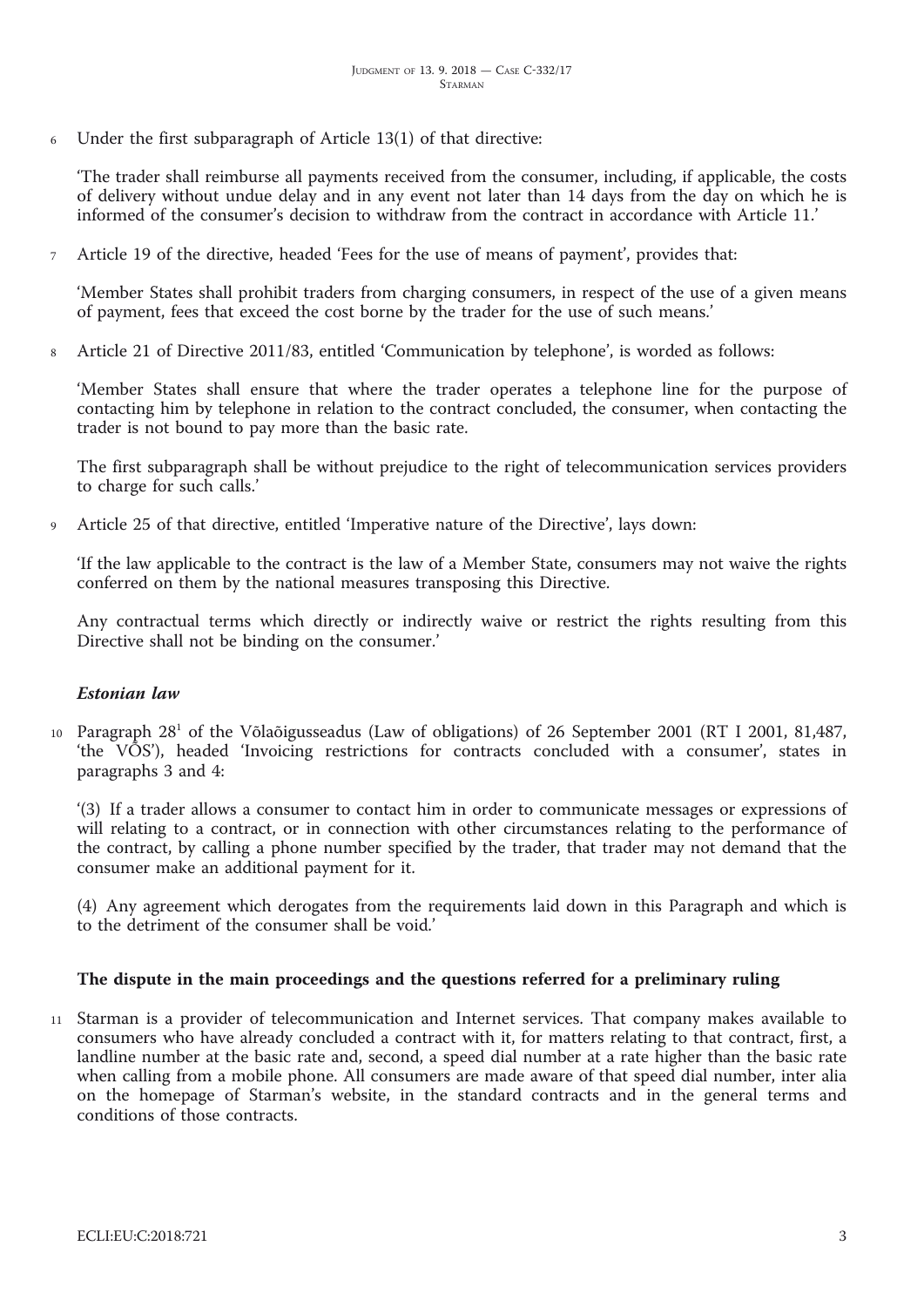6 Under the first subparagraph of Article 13(1) of that directive:

'The trader shall reimburse all payments received from the consumer, including, if applicable, the costs of delivery without undue delay and in any event not later than 14 days from the day on which he is informed of the consumer's decision to withdraw from the contract in accordance with Article 11.'

7 Article 19 of the directive, headed 'Fees for the use of means of payment', provides that:

'Member States shall prohibit traders from charging consumers, in respect of the use of a given means of payment, fees that exceed the cost borne by the trader for the use of such means.'

8 Article 21 of Directive 2011/83, entitled 'Communication by telephone', is worded as follows:

'Member States shall ensure that where the trader operates a telephone line for the purpose of contacting him by telephone in relation to the contract concluded, the consumer, when contacting the trader is not bound to pay more than the basic rate.

The first subparagraph shall be without prejudice to the right of telecommunication services providers to charge for such calls.'

9 Article 25 of that directive, entitled 'Imperative nature of the Directive', lays down:

'If the law applicable to the contract is the law of a Member State, consumers may not waive the rights conferred on them by the national measures transposing this Directive.

Any contractual terms which directly or indirectly waive or restrict the rights resulting from this Directive shall not be binding on the consumer.'

### *Estonian law*

10 Paragraph 28[1] of the Võlaõigusseadus (Law of obligations) of 26 September 2001 (RT I 2001, 81,487, 'the VÕS'), headed 'Invoicing restrictions for contracts concluded with a consumer', states in paragraphs 3 and 4:

'(3) If a trader allows a consumer to contact him in order to communicate messages or expressions of will relating to a contract, or in connection with other circumstances relating to the performance of the contract, by calling a phone number specified by the trader, that trader may not demand that the consumer make an additional payment for it.

(4) Any agreement which derogates from the requirements laid down in this Paragraph and which is to the detriment of the consumer shall be void.'

## The dispute in the main proceedings and the questions referred for a preliminary ruling

11 Starman is a provider of telecommunication and Internet services. That company makes available to consumers who have already concluded a contract with it, for matters relating to that contract, first, a landline number at the basic rate and, second, a speed dial number at a rate higher than the basic rate when calling from a mobile phone. All consumers are made aware of that speed dial number, inter alia on the homepage of Starman's website, in the standard contracts and in the general terms and conditions of those contracts.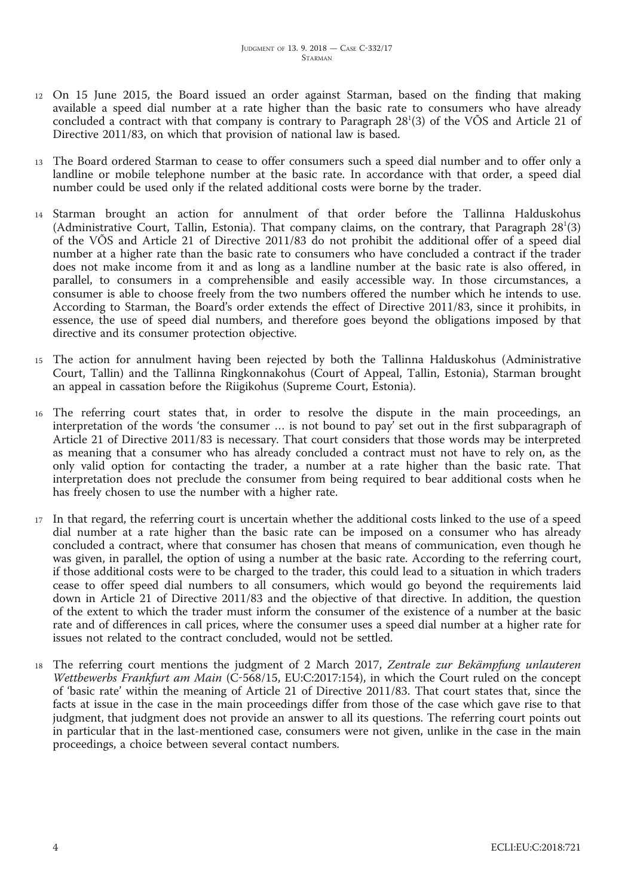12 On 15 June 2015, the Board issued an order against Starman, based on the finding that making available a speed dial number at a rate higher than the basic rate to consumers who have already concluded a contract with that company is contrary to Paragraph 28[1](3) of the VÕS and Article 21 of Directive 2011/83, on which that provision of national law is based.

13 The Board ordered Starman to cease to offer consumers such a speed dial number and to offer only a landline or mobile telephone number at the basic rate. In accordance with that order, a speed dial number could be used only if the related additional costs were borne by the trader.

14 Starman brought an action for annulment of that order before the Tallinna Halduskohus (Administrative Court, Tallin, Estonia). That company claims, on the contrary, that Paragraph 28[1](3) of the VÕS and Article 21 of Directive 2011/83 do not prohibit the additional offer of a speed dial number at a higher rate than the basic rate to consumers who have concluded a contract if the trader does not make income from it and as long as a landline number at the basic rate is also offered, in parallel, to consumers in a comprehensible and easily accessible way. In those circumstances, a consumer is able to choose freely from the two numbers offered the number which he intends to use. According to Starman, the Board's order extends the effect of Directive 2011/83, since it prohibits, in essence, the use of speed dial numbers, and therefore goes beyond the obligations imposed by that directive and its consumer protection objective.

15 The action for annulment having been rejected by both the Tallinna Halduskohus (Administrative Court, Tallin) and the Tallinna Ringkonnakohus (Court of Appeal, Tallin, Estonia), Starman brought an appeal in cassation before the Riigikohus (Supreme Court, Estonia).

16 The referring court states that, in order to resolve the dispute in the main proceedings, an interpretation of the words 'the consumer … is not bound to pay' set out in the first subparagraph of Article 21 of Directive 2011/83 is necessary. That court considers that those words may be interpreted as meaning that a consumer who has already concluded a contract must not have to rely on, as the only valid option for contacting the trader, a number at a rate higher than the basic rate. That interpretation does not preclude the consumer from being required to bear additional costs when he has freely chosen to use the number with a higher rate.

17 In that regard, the referring court is uncertain whether the additional costs linked to the use of a speed dial number at a rate higher than the basic rate can be imposed on a consumer who has already concluded a contract, where that consumer has chosen that means of communication, even though he was given, in parallel, the option of using a number at the basic rate. According to the referring court, if those additional costs were to be charged to the trader, this could lead to a situation in which traders cease to offer speed dial numbers to all consumers, which would go beyond the requirements laid down in Article 21 of Directive 2011/83 and the objective of that directive. In addition, the question of the extent to which the trader must inform the consumer of the existence of a number at the basic rate and of differences in call prices, where the consumer uses a speed dial number at a higher rate for issues not related to the contract concluded, would not be settled.

18 The referring court mentions the judgment of 2 March 2017, *Zentrale zur Bekämpfung unlauteren Wettbewerbs Frankfurt am Main* (C-568/15, EU:C:2017:154), in which the Court ruled on the concept of 'basic rate' within the meaning of Article 21 of Directive 2011/83. That court states that, since the facts at issue in the case in the main proceedings differ from those of the case which gave rise to that judgment, that judgment does not provide an answer to all its questions. The referring court points out in particular that in the last-mentioned case, consumers were not given, unlike in the case in the main proceedings, a choice between several contact numbers.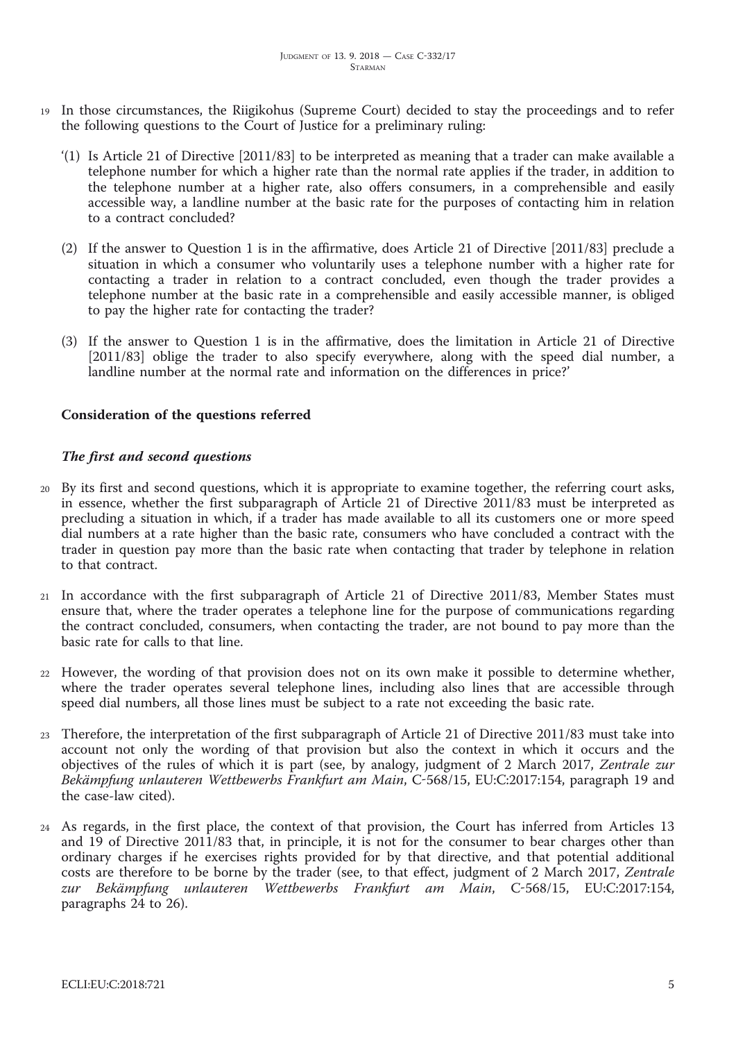19 In those circumstances, the Riigikohus (Supreme Court) decided to stay the proceedings and to refer the following questions to the Court of Justice for a preliminary ruling:

'(1) Is Article 21 of Directive [2011/83] to be interpreted as meaning that a trader can make available a telephone number for which a higher rate than the normal rate applies if the trader, in addition to the telephone number at a higher rate, also offers consumers, in a comprehensible and easily accessible way, a landline number at the basic rate for the purposes of contacting him in relation to a contract concluded?

(2) If the answer to Question 1 is in the affirmative, does Article 21 of Directive [2011/83] preclude a situation in which a consumer who voluntarily uses a telephone number with a higher rate for contacting a trader in relation to a contract concluded, even though the trader provides a telephone number at the basic rate in a comprehensible and easily accessible manner, is obliged to pay the higher rate for contacting the trader?

(3) If the answer to Question 1 is in the affirmative, does the limitation in Article 21 of Directive [2011/83] oblige the trader to also specify everywhere, along with the speed dial number, a landline number at the normal rate and information on the differences in price?'

### Consideration of the questions referred

#### *The first and second questions*

20 By its first and second questions, which it is appropriate to examine together, the referring court asks, in essence, whether the first subparagraph of Article 21 of Directive 2011/83 must be interpreted as precluding a situation in which, if a trader has made available to all its customers one or more speed dial numbers at a rate higher than the basic rate, consumers who have concluded a contract with the trader in question pay more than the basic rate when contacting that trader by telephone in relation to that contract.

21 In accordance with the first subparagraph of Article 21 of Directive 2011/83, Member States must ensure that, where the trader operates a telephone line for the purpose of communications regarding the contract concluded, consumers, when contacting the trader, are not bound to pay more than the basic rate for calls to that line.

22 However, the wording of that provision does not on its own make it possible to determine whether, where the trader operates several telephone lines, including also lines that are accessible through speed dial numbers, all those lines must be subject to a rate not exceeding the basic rate.

23 Therefore, the interpretation of the first subparagraph of Article 21 of Directive 2011/83 must take into account not only the wording of that provision but also the context in which it occurs and the objectives of the rules of which it is part (see, by analogy, judgment of 2 March 2017, *Zentrale zur Bekämpfung unlauteren Wettbewerbs Frankfurt am Main*, C-568/15, EU:C:2017:154, paragraph 19 and the case-law cited).

24 As regards, in the first place, the context of that provision, the Court has inferred from Articles 13 and 19 of Directive 2011/83 that, in principle, it is not for the consumer to bear charges other than ordinary charges if he exercises rights provided for by that directive, and that potential additional costs are therefore to be borne by the trader (see, to that effect, judgment of 2 March 2017, *Zentrale zur Bekämpfung unlauteren Wettbewerbs Frankfurt am Main*, C-568/15, EU:C:2017:154, paragraphs 24 to 26).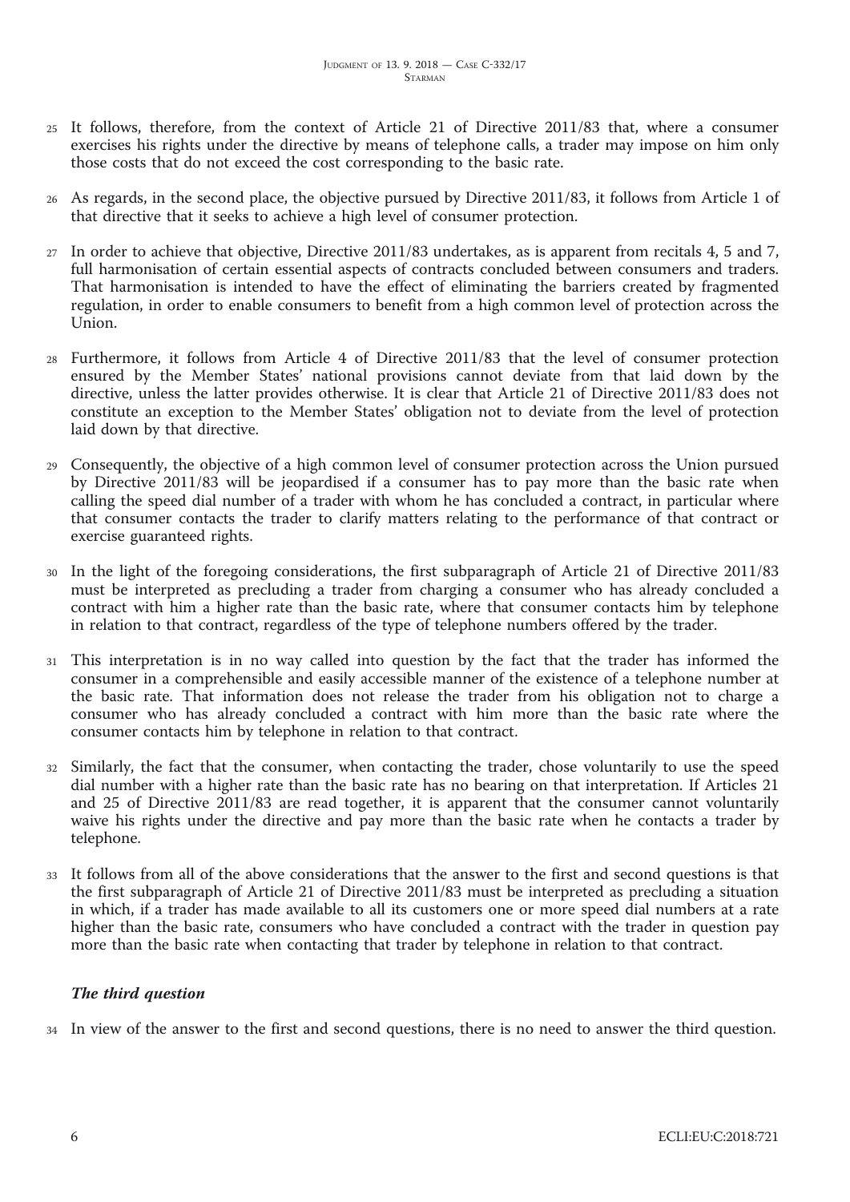25 It follows, therefore, from the context of Article 21 of Directive 2011/83 that, where a consumer exercises his rights under the directive by means of telephone calls, a trader may impose on him only those costs that do not exceed the cost corresponding to the basic rate.

26 As regards, in the second place, the objective pursued by Directive 2011/83, it follows from Article 1 of that directive that it seeks to achieve a high level of consumer protection.

27 In order to achieve that objective, Directive 2011/83 undertakes, as is apparent from recitals 4, 5 and 7, full harmonisation of certain essential aspects of contracts concluded between consumers and traders. That harmonisation is intended to have the effect of eliminating the barriers created by fragmented regulation, in order to enable consumers to benefit from a high common level of protection across the Union.

28 Furthermore, it follows from Article 4 of Directive 2011/83 that the level of consumer protection ensured by the Member States' national provisions cannot deviate from that laid down by the directive, unless the latter provides otherwise. It is clear that Article 21 of Directive 2011/83 does not constitute an exception to the Member States' obligation not to deviate from the level of protection laid down by that directive.

29 Consequently, the objective of a high common level of consumer protection across the Union pursued by Directive 2011/83 will be jeopardised if a consumer has to pay more than the basic rate when calling the speed dial number of a trader with whom he has concluded a contract, in particular where that consumer contacts the trader to clarify matters relating to the performance of that contract or exercise guaranteed rights.

30 In the light of the foregoing considerations, the first subparagraph of Article 21 of Directive 2011/83 must be interpreted as precluding a trader from charging a consumer who has already concluded a contract with him a higher rate than the basic rate, where that consumer contacts him by telephone in relation to that contract, regardless of the type of telephone numbers offered by the trader.

31 This interpretation is in no way called into question by the fact that the trader has informed the consumer in a comprehensible and easily accessible manner of the existence of a telephone number at the basic rate. That information does not release the trader from his obligation not to charge a consumer who has already concluded a contract with him more than the basic rate where the consumer contacts him by telephone in relation to that contract.

32 Similarly, the fact that the consumer, when contacting the trader, chose voluntarily to use the speed dial number with a higher rate than the basic rate has no bearing on that interpretation. If Articles 21 and 25 of Directive 2011/83 are read together, it is apparent that the consumer cannot voluntarily waive his rights under the directive and pay more than the basic rate when he contacts a trader by telephone.

33 It follows from all of the above considerations that the answer to the first and second questions is that the first subparagraph of Article 21 of Directive 2011/83 must be interpreted as precluding a situation in which, if a trader has made available to all its customers one or more speed dial numbers at a rate higher than the basic rate, consumers who have concluded a contract with the trader in question pay more than the basic rate when contacting that trader by telephone in relation to that contract.

### *The third question*

34 In view of the answer to the first and second questions, there is no need to answer the third question.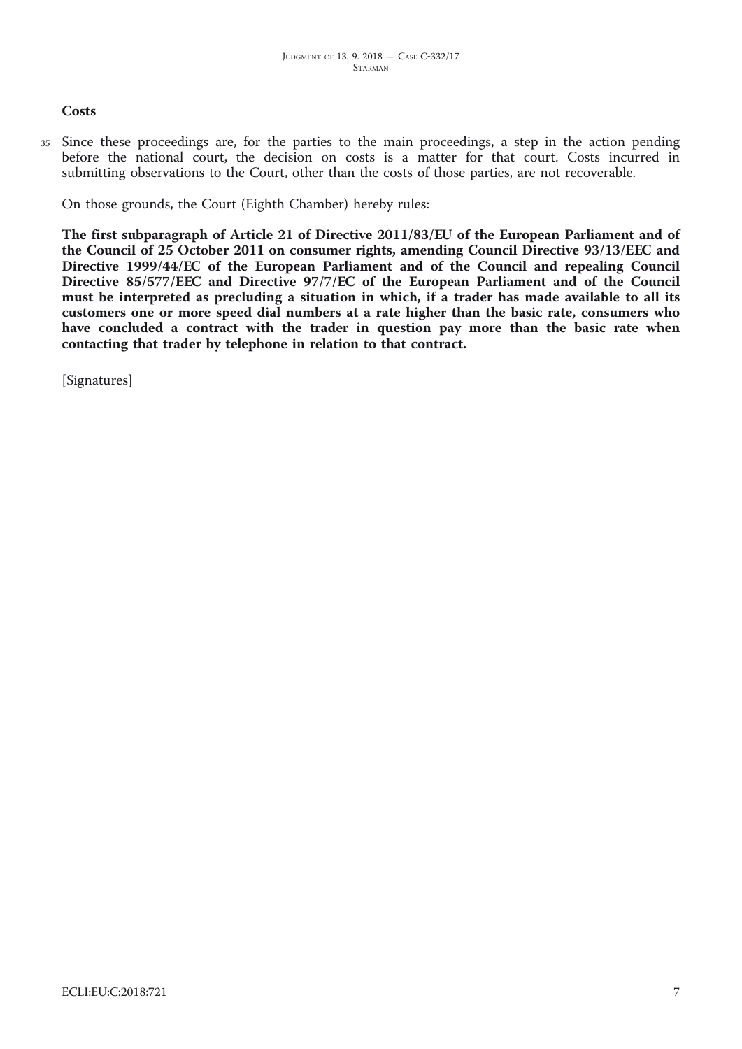**Costs**

35 Since these proceedings are, for the parties to the main proceedings, a step in the action pending before the national court, the decision on costs is a matter for that court. Costs incurred in submitting observations to the Court, other than the costs of those parties, are not recoverable.

On those grounds, the Court (Eighth Chamber) hereby rules:

**The first subparagraph of Article 21 of Directive 2011/83/EU of the European Parliament and of the Council of 25 October 2011 on consumer rights, amending Council Directive 93/13/EEC and Directive 1999/44/EC of the European Parliament and of the Council and repealing Council Directive 85/577/EEC and Directive 97/7/EC of the European Parliament and of the Council must be interpreted as precluding a situation in which, if a trader has made available to all its customers one or more speed dial numbers at a rate higher than the basic rate, consumers who have concluded a contract with the trader in question pay more than the basic rate when contacting that trader by telephone in relation to that contract.**

[Signatures]